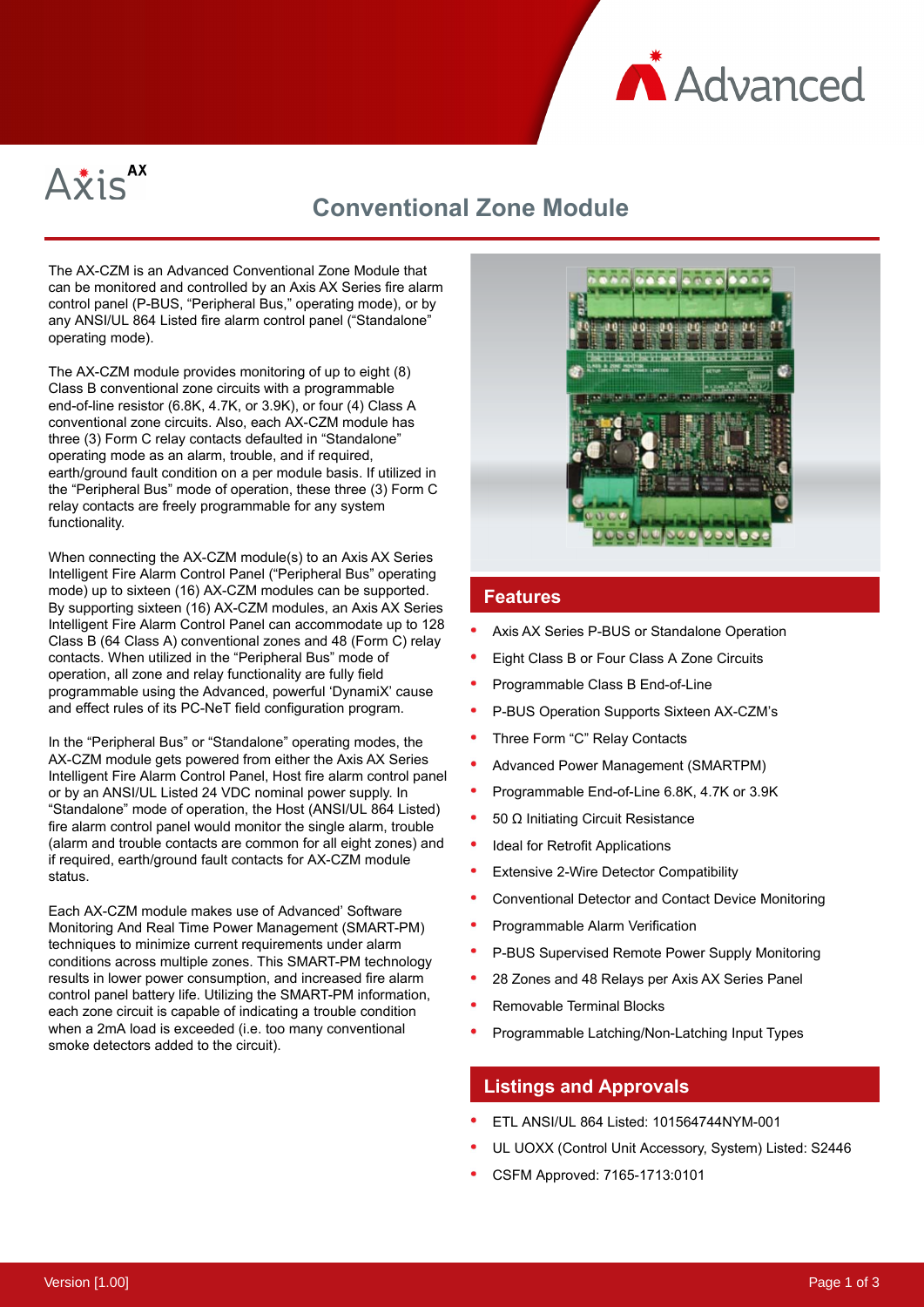# Conventional Zone Module

The AX-CZM is an Advanced Conventional Zone Module that can be monitored and controlled by an Axis AX Series fire alarm control panel (P-BUS, "Peripheral Bus," operating mode), or by any ANSI/UL 864 Listed fire alarm control panel ("Standalone" operating mode).

The AX-CZM module provides monitoring of up to eight (8) Class B conventional zone circuits with a programmable end-of-line resistor (6.8K, 4.7K, or 3.9K), or four (4) Class A conventional zone circuits. Also, each AX-CZM module has three (3) Form C relay contacts defaulted in "Standalone" operating mode as an alarm, trouble, and if required, earth/ground fault condition on a per module basis. If utilized in the "Peripheral Bus" mode of operation, these three (3) Form C relay contacts are freely programmable for any system functionality.

When connecting the AX-CZM module(s) to an Axis AX Series Intelligent Fire Alarm Control Panel ("Peripheral Bus" operating mode) up to sixteen (16) AX-CZM modules can be supported. By supporting sixteen (16) AX-CZM modules, an Axis AX Series Intelligent Fire Alarm Control Panel can accommodate up to 128 Class B (64 Class A) conventional zones and 48 (Form C) relay contacts. When utilized in the "Peripheral Bus" mode of operation, all zone and relay functionality are fully field programmable using the Advanced, powerful 'DynamiX' cause and effect rules of its PC-NeT field configuration program.

In the "Peripheral Bus" or "Standalone" operating modes, the AX-CZM module gets powered from either the Axis AX Series Intelligent Fire Alarm Control Panel, Host fire alarm control panel or by an ANSI/UL Listed 24 VDC nominal power supply. In "Standalone" mode of operation, the Host (ANSI/UL 864 Listed) fire alarm control panel would monitor the single alarm, trouble (alarm and trouble contacts are common for all eight zones) and if required, earth/ground fault contacts for AX-CZM module status.

Each AX-CZM module makes use of Advanced' Software Monitoring And Real Time Power Management (SMART-PM) techniques to minimize current requirements under alarm conditions across multiple zones. This SMART-PM technology results in lower power consumption, and increased fire alarm control panel battery life. Utilizing the SMART-PM information, each zone circuit is capable of indicating a trouble condition when a 2mA load is exceeded (i.e. too many conventional smoke detectors added to the circuit).

## Features

- Axis AX Series P-BUS or Standalone Operation
- Eight Class B or Four Class A Zone Circuits
- Programmable Class B End-of-Line
- P-BUS Operation Supports Sixteen AX-CZM's
- Three Form "C" Relay Contacts
- Advanced Power Management (SMARTPM)
- Programmable End-of-Line 6.8K, 4.7K or 3.9K
- 50 Ω Initiating Circuit Resistance
- Ideal for Retrofit Applications
- Extensive 2-Wire Detector Compatibility
- Conventional Detector and Contact Device Monitoring
- Programmable Alarm Verification
- P-BUS Supervised Remote Power Supply Monitoring
- 28 Zones and 48 Relays per Axis AX Series Panel
- Removable Terminal Blocks
- Programmable Latching/Non-Latching Input Types

## Listings and Approvals

- ETL ANSI/UL 864 Listed: 101564744NYM-001
- UL UOXX (Control Unit Accessory, System) Listed: S2446
- CSFM Approved: 7165-1713:0101

Version [1.00]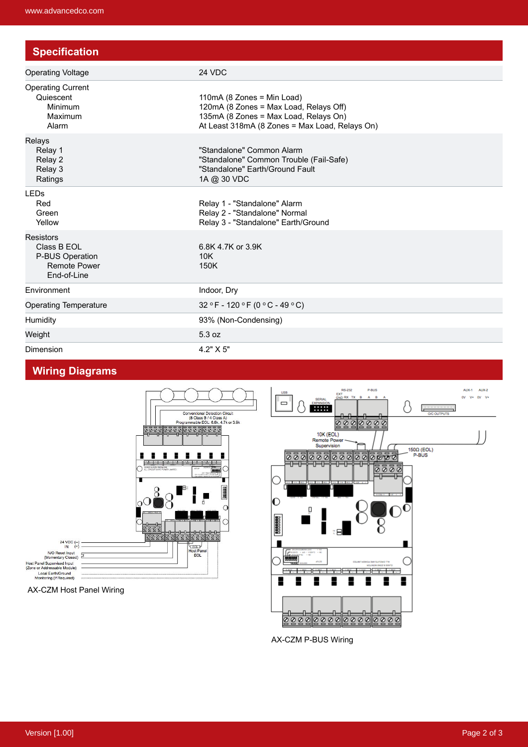## Specification

| | |
|---|---|
| Operating Voltage | 24 VDC |
| Operating Current<br>Quiescent<br>Minimum<br>Maximum<br>Alarm | <br>110mA (8 Zones = Min Load)<br>120mA (8 Zones = Max Load, Relays Off)<br>135mA (8 Zones = Max Load, Relays On)<br>At Least 318mA (8 Zones = Max Load, Relays On) |
| Relays<br>Relay 1<br>Relay 2<br>Relay 3<br>Ratings | <br>"Standalone" Common Alarm<br>"Standalone" Common Trouble (Fail-Safe)<br>"Standalone" Earth/Ground Fault<br>1A @ 30 VDC |
| LEDs<br>Red<br>Green<br>Yellow | <br>Relay 1 - "Standalone" Alarm<br>Relay 2 - "Standalone" Normal<br>Relay 3 - "Standalone" Earth/Ground |
| Resistors<br>Class B EOL<br>P-BUS Operation<br>Remote Power<br>End-of-Line | <br>6.8K 4.7K or 3.9K<br>10K<br>150K<br> |
| Environment | Indoor, Dry |
| Operating Temperature | 32 °F - 120 °F (0 °C - 49 °C) |
| Humidity | 93% (Non-Condensing) |
| Weight | 5.3 oz |
| Dimension | 4.2" X 5" |

## Wiring Diagrams

AX-CZM Host Panel Wiring

AX-CZM P-BUS Wiring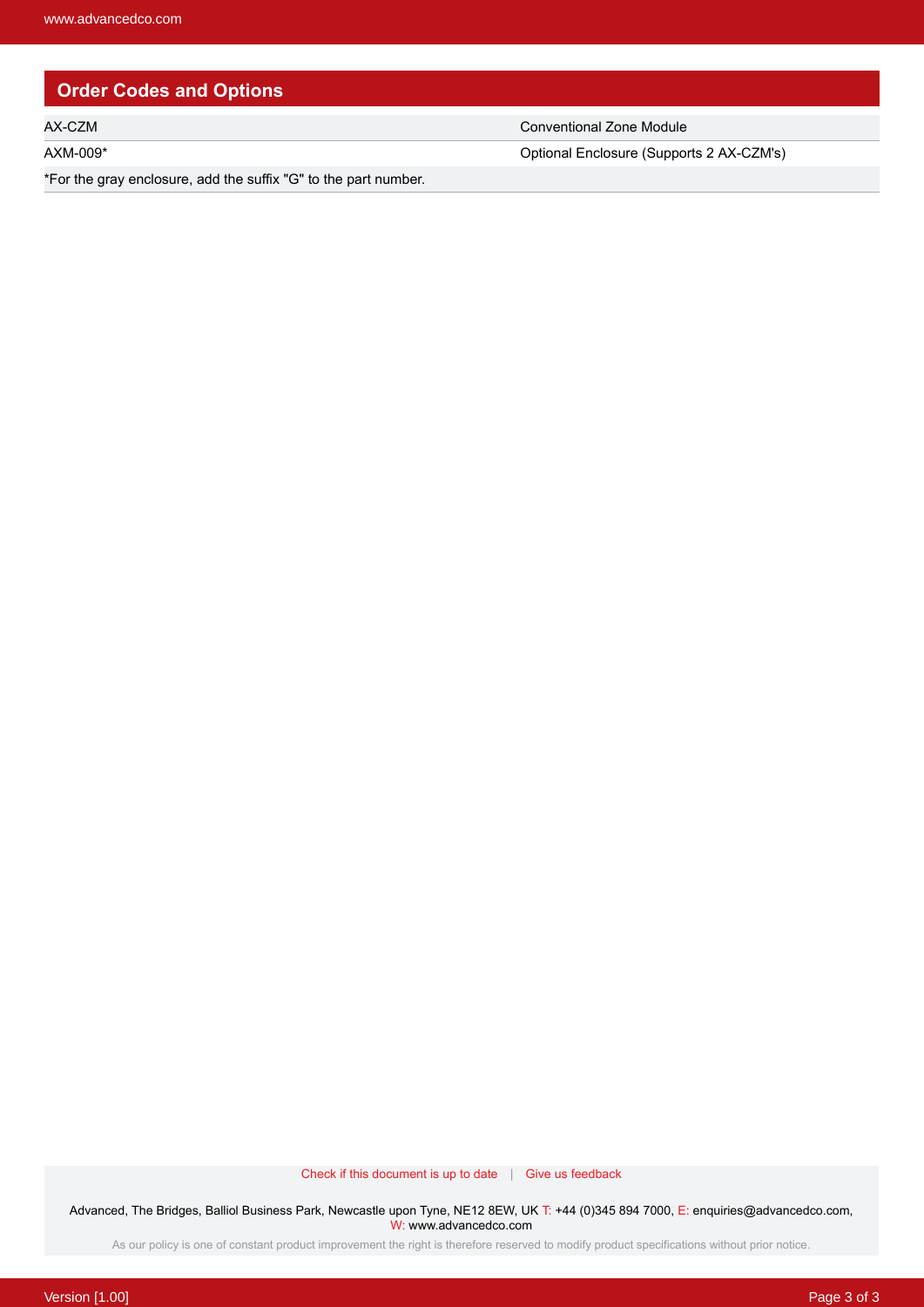## Order Codes and Options

| | |
|---|---|
| AX-CZM | Conventional Zone Module |
| AXM-009* | Optional Enclosure (Supports 2 AX-CZM's) |

*For the gray enclosure, add the suffix "G" to the part number.

Check if this document is up to date | Give us feedback

Advanced, The Bridges, Balliol Business Park, Newcastle upon Tyne, NE12 8EW, UK T: +44 (0)345 894 7000, E: enquiries@advancedco.com, W: www.advancedco.com

As our policy is one of constant product improvement the right is therefore reserved to modify product specifications without prior notice.

Version [1.00]